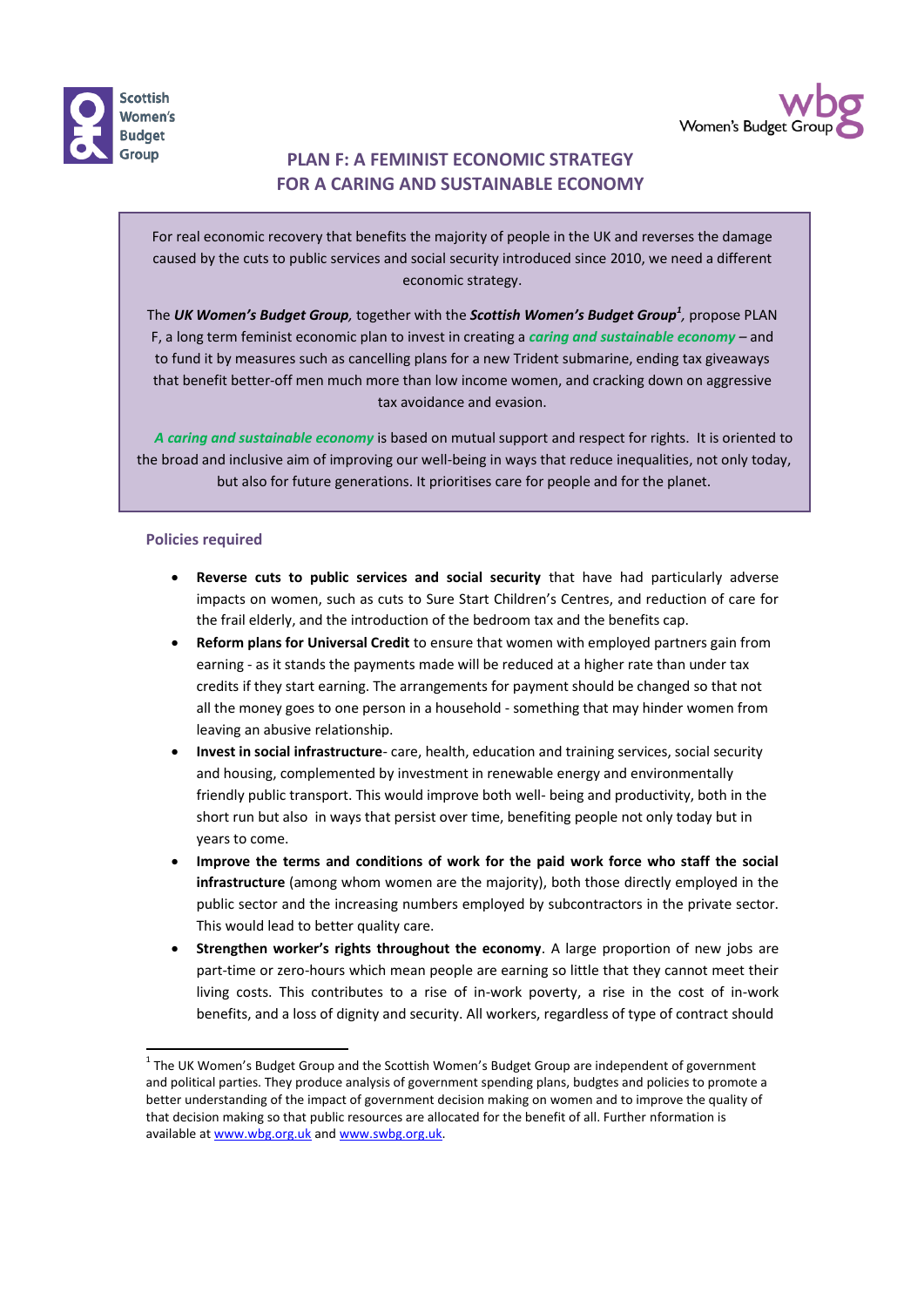Scottish Women's Budget Group

Women's Budget Group

# PLAN F: A FEMINIST ECONOMIC STRATEGY FOR A CARING AND SUSTAINABLE ECONOMY

For real economic recovery that benefits the majority of people in the UK and reverses the damage caused by the cuts to public services and social security introduced since 2010, we need a different economic strategy.

The ***UK Women's Budget Group***, together with the ***Scottish Women's Budget Group***[1], propose PLAN F, a long term feminist economic plan to invest in creating a ***caring and sustainable economy*** – and to fund it by measures such as cancelling plans for a new Trident submarine, ending tax giveaways that benefit better-off men much more than low income women, and cracking down on aggressive tax avoidance and evasion.

***A caring and sustainable economy*** is based on mutual support and respect for rights. It is oriented to the broad and inclusive aim of improving our well-being in ways that reduce inequalities, not only today, but also for future generations. It prioritises care for people and for the planet.

## Policies required

- **Reverse cuts to public services and social security** that have had particularly adverse impacts on women, such as cuts to Sure Start Children's Centres, and reduction of care for the frail elderly, and the introduction of the bedroom tax and the benefits cap.
- **Reform plans for Universal Credit** to ensure that women with employed partners gain from earning - as it stands the payments made will be reduced at a higher rate than under tax credits if they start earning. The arrangements for payment should be changed so that not all the money goes to one person in a household - something that may hinder women from leaving an abusive relationship.
- **Invest in social infrastructure**- care, health, education and training services, social security and housing, complemented by investment in renewable energy and environmentally friendly public transport. This would improve both well- being and productivity, both in the short run but also in ways that persist over time, benefiting people not only today but in years to come.
- **Improve the terms and conditions of work for the paid work force who staff the social infrastructure** (among whom women are the majority), both those directly employed in the public sector and the increasing numbers employed by subcontractors in the private sector. This would lead to better quality care.
- **Strengthen worker's rights throughout the economy**. A large proportion of new jobs are part-time or zero-hours which mean people are earning so little that they cannot meet their living costs. This contributes to a rise of in-work poverty, a rise in the cost of in-work benefits, and a loss of dignity and security. All workers, regardless of type of contract should

[1] The UK Women's Budget Group and the Scottish Women's Budget Group are independent of government and political parties. They produce analysis of government spending plans, budgtes and policies to promote a better understanding of the impact of government decision making on women and to improve the quality of that decision making so that public resources are allocated for the benefit of all. Further nformation is available at www.wbg.org.uk and www.swbg.org.uk.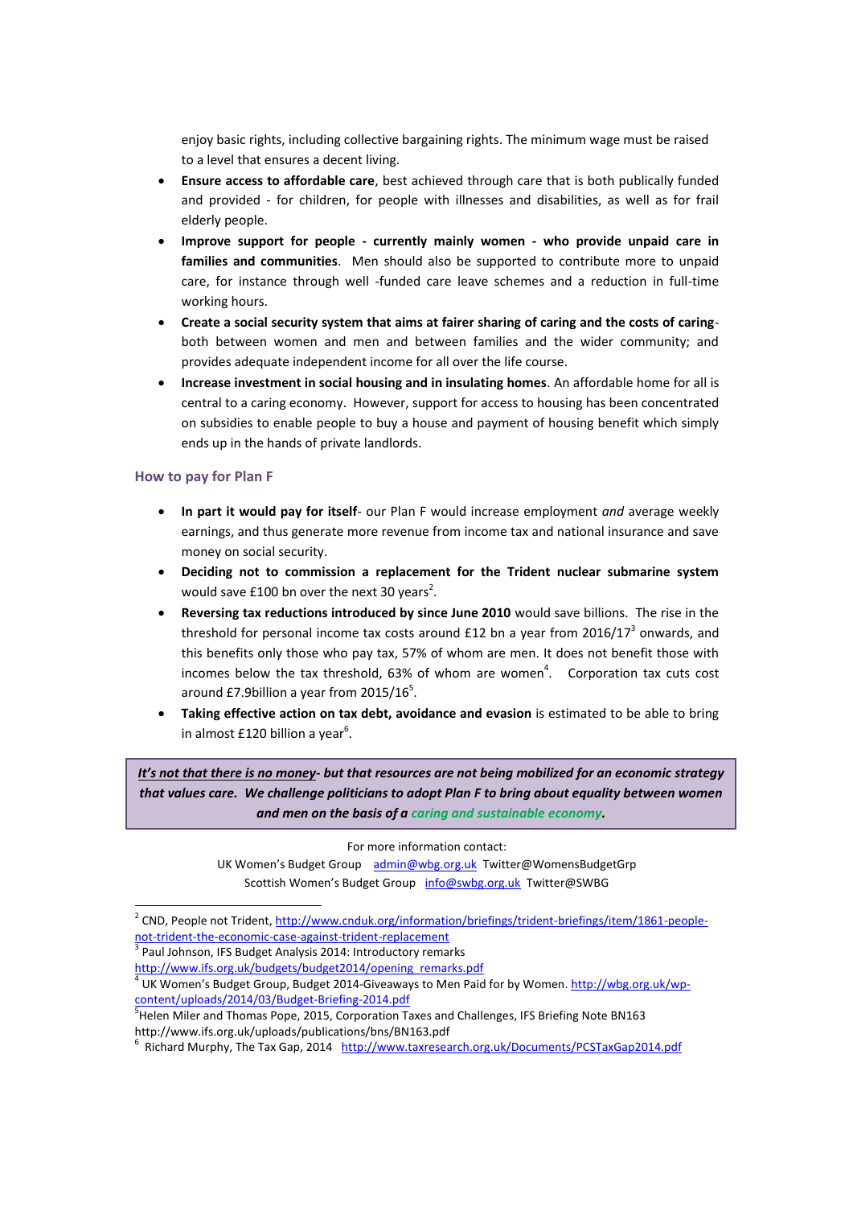enjoy basic rights, including collective bargaining rights. The minimum wage must be raised to a level that ensures a decent living.

- **Ensure access to affordable care**, best achieved through care that is both publically funded and provided - for children, for people with illnesses and disabilities, as well as for frail elderly people.
- **Improve support for people - currently mainly women - who provide unpaid care in families and communities**. Men should also be supported to contribute more to unpaid care, for instance through well -funded care leave schemes and a reduction in full-time working hours.
- **Create a social security system that aims at fairer sharing of caring and the costs of caring**- both between women and men and between families and the wider community; and provides adequate independent income for all over the life course.
- **Increase investment in social housing and in insulating homes**. An affordable home for all is central to a caring economy. However, support for access to housing has been concentrated on subsidies to enable people to buy a house and payment of housing benefit which simply ends up in the hands of private landlords.

## How to pay for Plan F

- **In part it would pay for itself**- our Plan F would increase employment *and* average weekly earnings, and thus generate more revenue from income tax and national insurance and save money on social security.
- **Deciding not to commission a replacement for the Trident nuclear submarine system** would save £100 bn over the next 30 years[2].
- **Reversing tax reductions introduced by since June 2010** would save billions. The rise in the threshold for personal income tax costs around £12 bn a year from 2016/17[3] onwards, and this benefits only those who pay tax, 57% of whom are men. It does not benefit those with incomes below the tax threshold, 63% of whom are women[4]. Corporation tax cuts cost around £7.9billion a year from 2015/16[5].
- **Taking effective action on tax debt, avoidance and evasion** is estimated to be able to bring in almost £120 billion a year[6].

***It's not that there is no money- but that resources are not being mobilized for an economic strategy that values care. We challenge politicians to adopt Plan F to bring about equality between women and men on the basis of a caring and sustainable economy.***

For more information contact:

UK Women's Budget Group admin@wbg.org.uk Twitter@WomensBudgetGrp

Scottish Women's Budget Group info@swbg.org.uk Twitter@SWBG

---

[2] CND, People not Trident, http://www.cnduk.org/information/briefings/trident-briefings/item/1861-people-not-trident-the-economic-case-against-trident-replacement

[3] Paul Johnson, IFS Budget Analysis 2014: Introductory remarks http://www.ifs.org.uk/budgets/budget2014/opening_remarks.pdf

[4] UK Women's Budget Group, Budget 2014-Giveaways to Men Paid for by Women. http://wbg.org.uk/wp-content/uploads/2014/03/Budget-Briefing-2014.pdf

[5] Helen Miler and Thomas Pope, 2015, Corporation Taxes and Challenges, IFS Briefing Note BN163 http://www.ifs.org.uk/uploads/publications/bns/BN163.pdf

[6] Richard Murphy, The Tax Gap, 2014 http://www.taxresearch.org.uk/Documents/PCSTaxGap2014.pdf